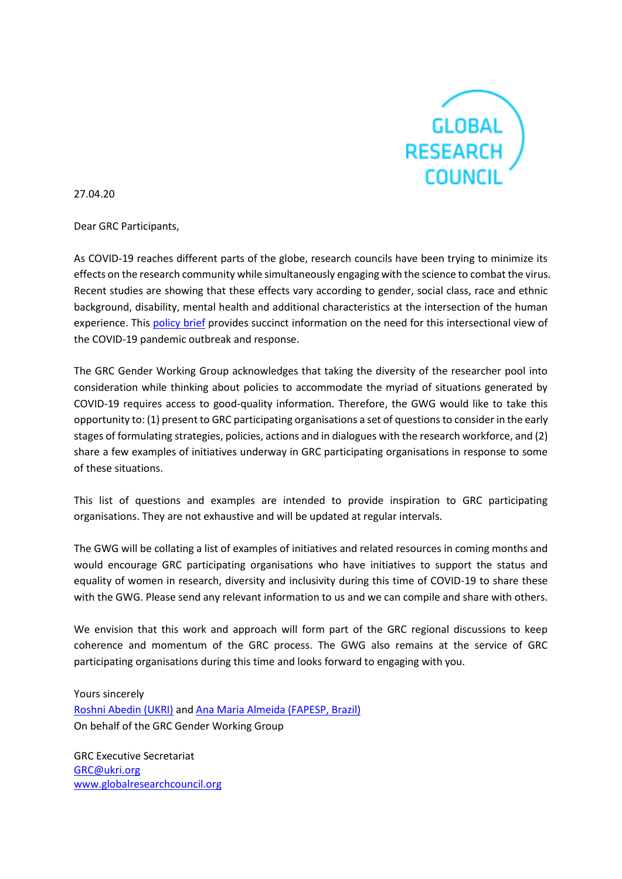GLOBAL RESEARCH COUNCIL

27.04.20

Dear GRC Participants,

As COVID-19 reaches different parts of the globe, research councils have been trying to minimize its effects on the research community while simultaneously engaging with the science to combat the virus. Recent studies are showing that these effects vary according to gender, social class, race and ethnic background, disability, mental health and additional characteristics at the intersection of the human experience. This policy brief provides succinct information on the need for this intersectional view of the COVID-19 pandemic outbreak and response.

The GRC Gender Working Group acknowledges that taking the diversity of the researcher pool into consideration while thinking about policies to accommodate the myriad of situations generated by COVID-19 requires access to good-quality information. Therefore, the GWG would like to take this opportunity to: (1) present to GRC participating organisations a set of questions to consider in the early stages of formulating strategies, policies, actions and in dialogues with the research workforce, and (2) share a few examples of initiatives underway in GRC participating organisations in response to some of these situations.

This list of questions and examples are intended to provide inspiration to GRC participating organisations. They are not exhaustive and will be updated at regular intervals.

The GWG will be collating a list of examples of initiatives and related resources in coming months and would encourage GRC participating organisations who have initiatives to support the status and equality of women in research, diversity and inclusivity during this time of COVID-19 to share these with the GWG. Please send any relevant information to us and we can compile and share with others.

We envision that this work and approach will form part of the GRC regional discussions to keep coherence and momentum of the GRC process. The GWG also remains at the service of GRC participating organisations during this time and looks forward to engaging with you.

Yours sincerely
Roshni Abedin (UKRI) and Ana Maria Almeida (FAPESP, Brazil)
On behalf of the GRC Gender Working Group

GRC Executive Secretariat
GRC@ukri.org
www.globalresearchcouncil.org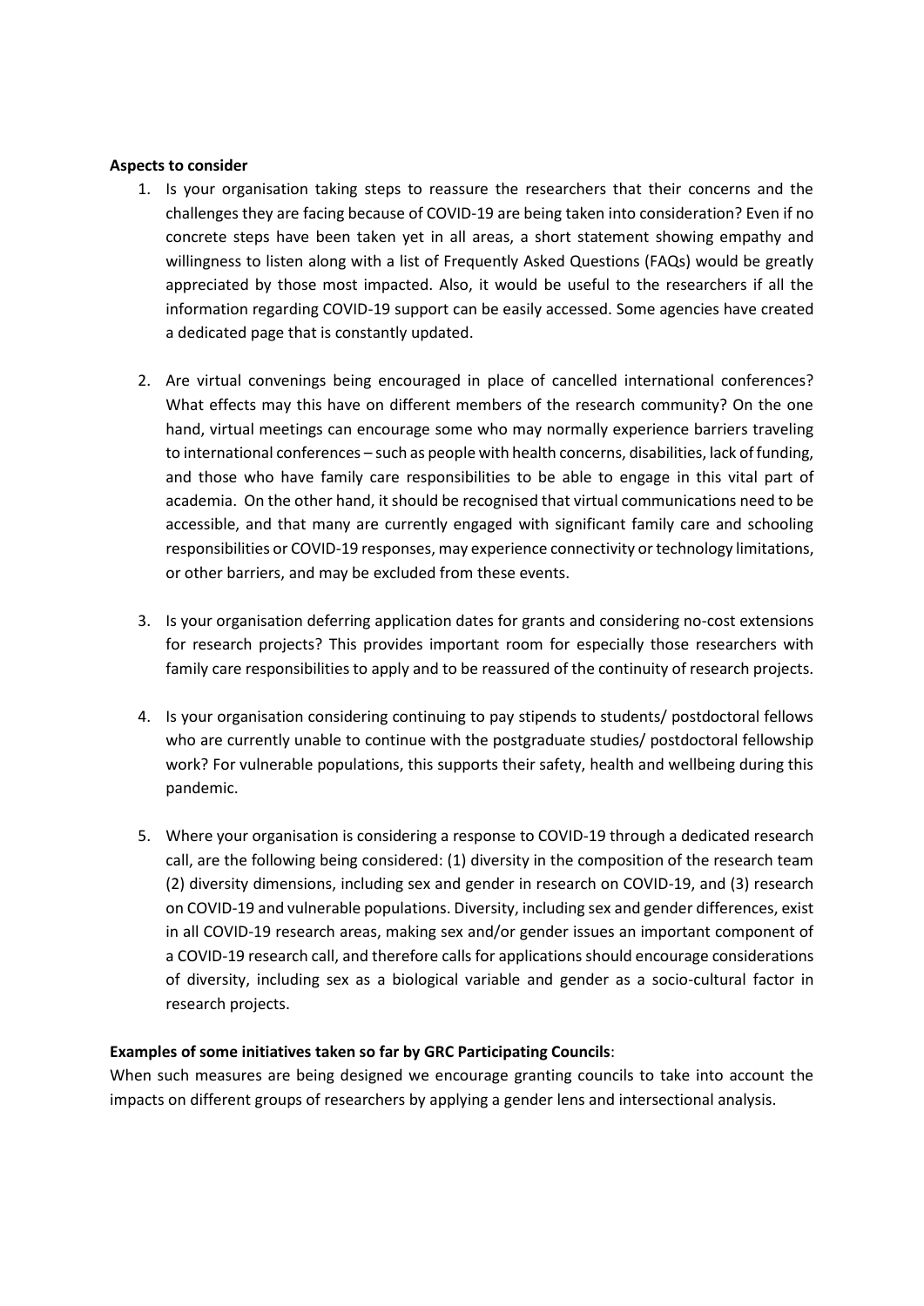**Aspects to consider**

1. Is your organisation taking steps to reassure the researchers that their concerns and the challenges they are facing because of COVID-19 are being taken into consideration? Even if no concrete steps have been taken yet in all areas, a short statement showing empathy and willingness to listen along with a list of Frequently Asked Questions (FAQs) would be greatly appreciated by those most impacted. Also, it would be useful to the researchers if all the information regarding COVID-19 support can be easily accessed. Some agencies have created a dedicated page that is constantly updated.

2. Are virtual convenings being encouraged in place of cancelled international conferences? What effects may this have on different members of the research community? On the one hand, virtual meetings can encourage some who may normally experience barriers traveling to international conferences – such as people with health concerns, disabilities, lack of funding, and those who have family care responsibilities to be able to engage in this vital part of academia. On the other hand, it should be recognised that virtual communications need to be accessible, and that many are currently engaged with significant family care and schooling responsibilities or COVID-19 responses, may experience connectivity or technology limitations, or other barriers, and may be excluded from these events.

3. Is your organisation deferring application dates for grants and considering no-cost extensions for research projects? This provides important room for especially those researchers with family care responsibilities to apply and to be reassured of the continuity of research projects.

4. Is your organisation considering continuing to pay stipends to students/ postdoctoral fellows who are currently unable to continue with the postgraduate studies/ postdoctoral fellowship work? For vulnerable populations, this supports their safety, health and wellbeing during this pandemic.

5. Where your organisation is considering a response to COVID-19 through a dedicated research call, are the following being considered: (1) diversity in the composition of the research team (2) diversity dimensions, including sex and gender in research on COVID-19, and (3) research on COVID-19 and vulnerable populations. Diversity, including sex and gender differences, exist in all COVID-19 research areas, making sex and/or gender issues an important component of a COVID-19 research call, and therefore calls for applications should encourage considerations of diversity, including sex as a biological variable and gender as a socio-cultural factor in research projects.

**Examples of some initiatives taken so far by GRC Participating Councils**:

When such measures are being designed we encourage granting councils to take into account the impacts on different groups of researchers by applying a gender lens and intersectional analysis.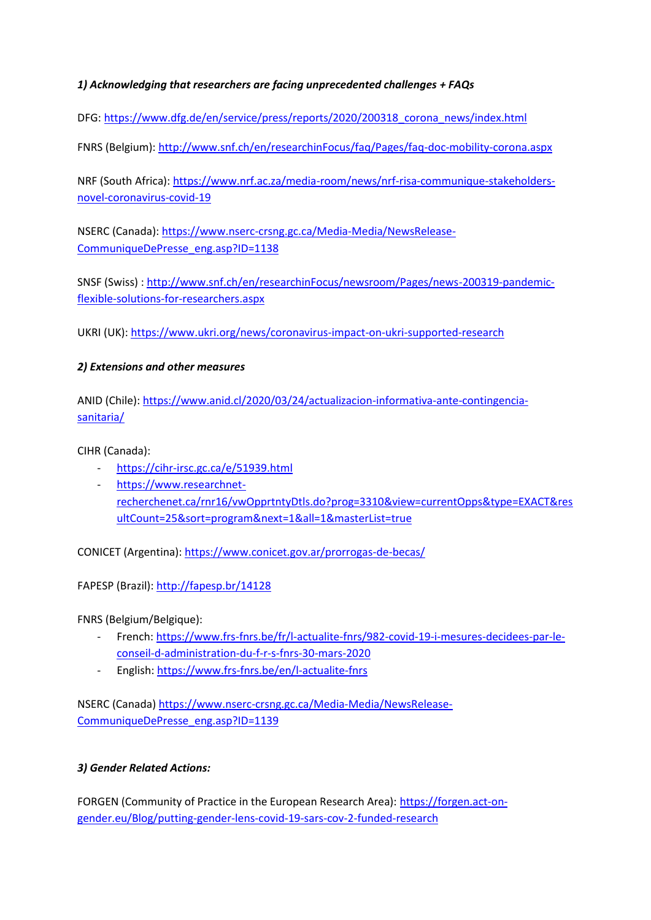***1) Acknowledging that researchers are facing unprecedented challenges + FAQs***

DFG: https://www.dfg.de/en/service/press/reports/2020/200318_corona_news/index.html

FNRS (Belgium): http://www.snf.ch/en/researchinFocus/faq/Pages/faq-doc-mobility-corona.aspx

NRF (South Africa): https://www.nrf.ac.za/media-room/news/nrf-risa-communique-stakeholders-novel-coronavirus-covid-19

NSERC (Canada): https://www.nserc-crsng.gc.ca/Media-Media/NewsRelease-CommuniqueDePresse_eng.asp?ID=1138

SNSF (Swiss) : http://www.snf.ch/en/researchinFocus/newsroom/Pages/news-200319-pandemic-flexible-solutions-for-researchers.aspx

UKRI (UK): https://www.ukri.org/news/coronavirus-impact-on-ukri-supported-research

***2) Extensions and other measures***

ANID (Chile): https://www.anid.cl/2020/03/24/actualizacion-informativa-ante-contingencia-sanitaria/

CIHR (Canada):

- https://cihr-irsc.gc.ca/e/51939.html
- https://www.researchnet-recherchenet.ca/rnr16/vwOpprtntyDtls.do?prog=3310&view=currentOpps&type=EXACT&resultCount=25&sort=program&next=1&all=1&masterList=true

CONICET (Argentina): https://www.conicet.gov.ar/prorrogas-de-becas/

FAPESP (Brazil): http://fapesp.br/14128

FNRS (Belgium/Belgique):

- French: https://www.frs-fnrs.be/fr/l-actualite-fnrs/982-covid-19-i-mesures-decidees-par-le-conseil-d-administration-du-f-r-s-fnrs-30-mars-2020
- English: https://www.frs-fnrs.be/en/l-actualite-fnrs

NSERC (Canada) https://www.nserc-crsng.gc.ca/Media-Media/NewsRelease-CommuniqueDePresse_eng.asp?ID=1139

***3) Gender Related Actions:***

FORGEN (Community of Practice in the European Research Area): https://forgen.act-on-gender.eu/Blog/putting-gender-lens-covid-19-sars-cov-2-funded-research